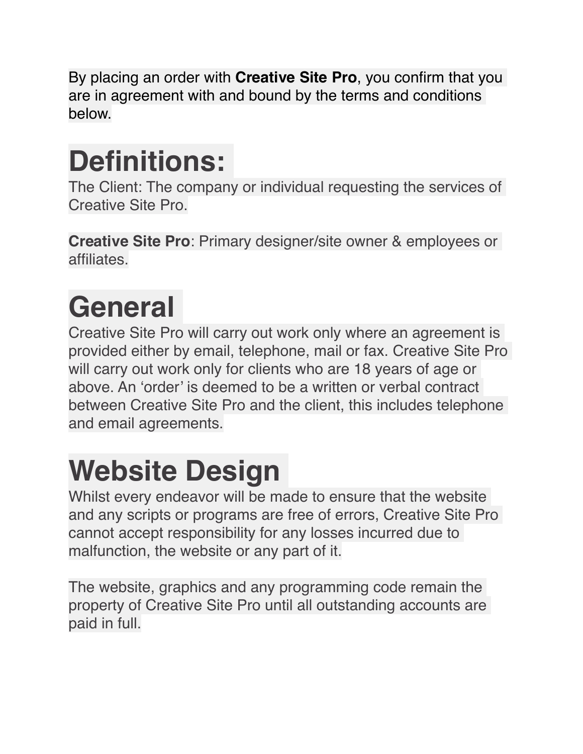By placing an order with **Creative Site Pro**, you confirm that you are in agreement with and bound by the terms and conditions below.

# Definitions:

The Client: The company or individual requesting the services of Creative Site Pro.

**Creative Site Pro**: Primary designer/site owner & employees or affiliates.

# General

Creative Site Pro will carry out work only where an agreement is provided either by email, telephone, mail or fax. Creative Site Pro will carry out work only for clients who are 18 years of age or above. An 'order' is deemed to be a written or verbal contract between Creative Site Pro and the client, this includes telephone and email agreements.

# Website Design

Whilst every endeavor will be made to ensure that the website and any scripts or programs are free of errors, Creative Site Pro cannot accept responsibility for any losses incurred due to malfunction, the website or any part of it.

The website, graphics and any programming code remain the property of Creative Site Pro until all outstanding accounts are paid in full.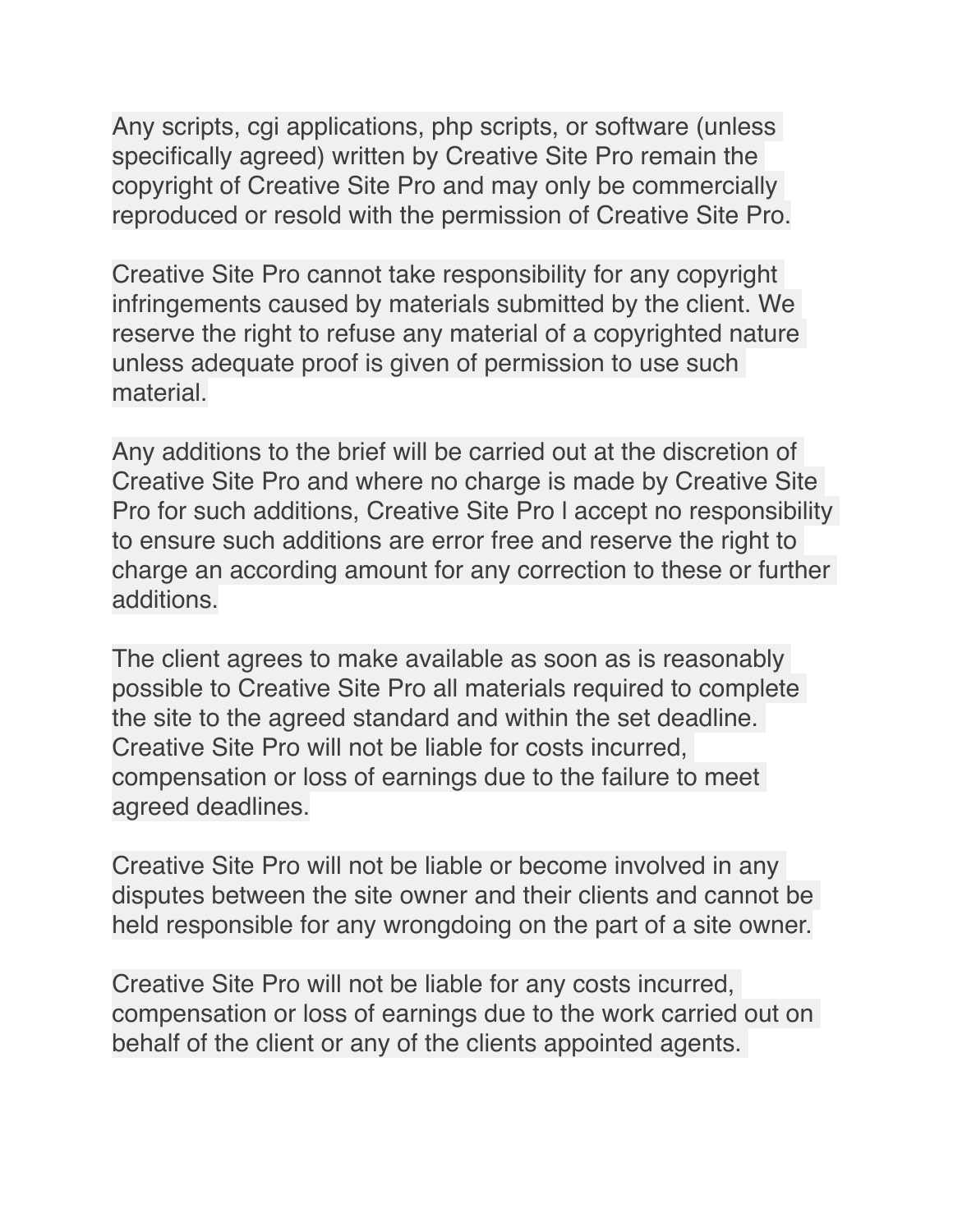Any scripts, cgi applications, php scripts, or software (unless specifically agreed) written by Creative Site Pro remain the copyright of Creative Site Pro and may only be commercially reproduced or resold with the permission of Creative Site Pro.

Creative Site Pro cannot take responsibility for any copyright infringements caused by materials submitted by the client. We reserve the right to refuse any material of a copyrighted nature unless adequate proof is given of permission to use such material.

Any additions to the brief will be carried out at the discretion of Creative Site Pro and where no charge is made by Creative Site Pro for such additions, Creative Site Pro I accept no responsibility to ensure such additions are error free and reserve the right to charge an according amount for any correction to these or further additions.

The client agrees to make available as soon as is reasonably possible to Creative Site Pro all materials required to complete the site to the agreed standard and within the set deadline. Creative Site Pro will not be liable for costs incurred, compensation or loss of earnings due to the failure to meet agreed deadlines.

Creative Site Pro will not be liable or become involved in any disputes between the site owner and their clients and cannot be held responsible for any wrongdoing on the part of a site owner.

Creative Site Pro will not be liable for any costs incurred, compensation or loss of earnings due to the work carried out on behalf of the client or any of the clients appointed agents.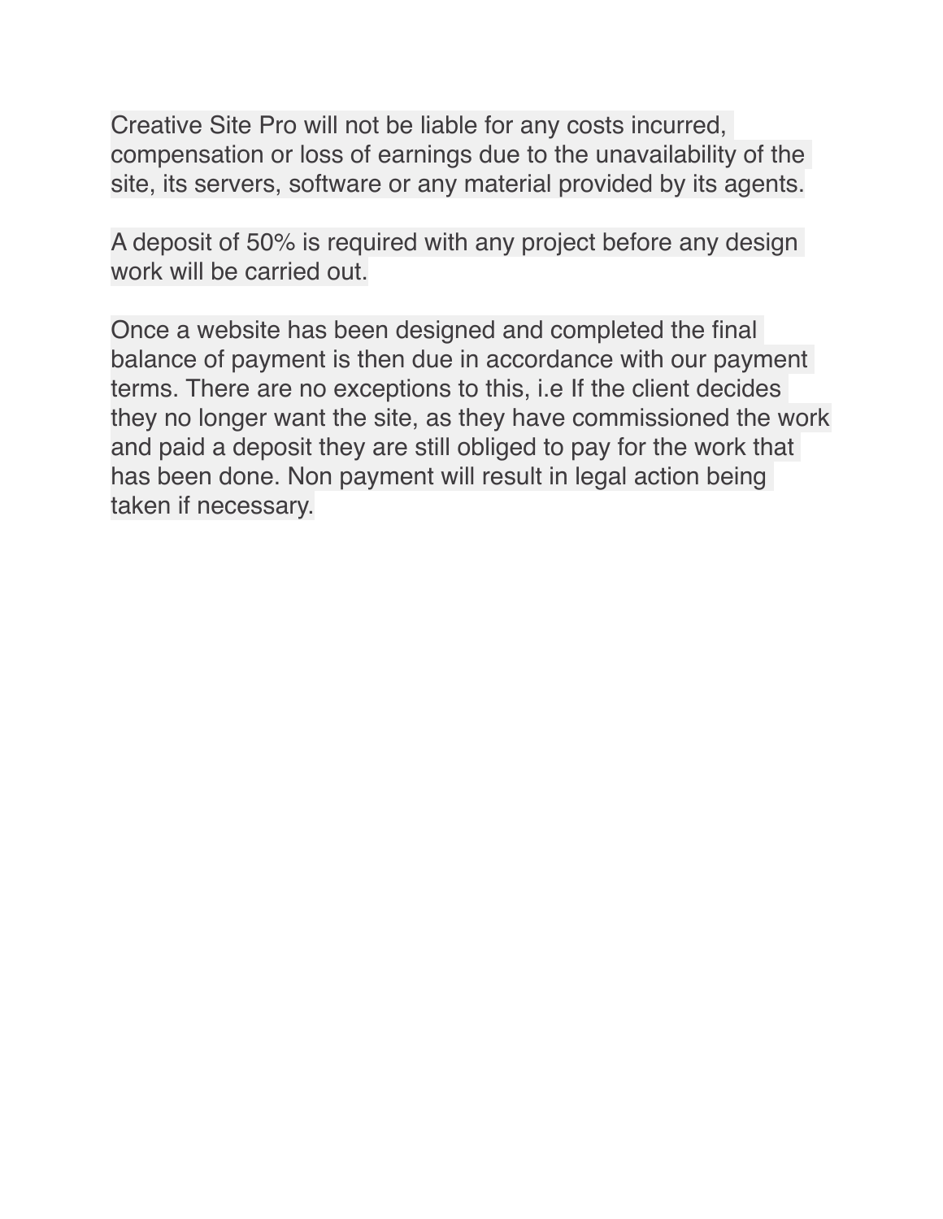Creative Site Pro will not be liable for any costs incurred, compensation or loss of earnings due to the unavailability of the site, its servers, software or any material provided by its agents.

A deposit of 50% is required with any project before any design work will be carried out.

Once a website has been designed and completed the final balance of payment is then due in accordance with our payment terms. There are no exceptions to this, i.e If the client decides they no longer want the site, as they have commissioned the work and paid a deposit they are still obliged to pay for the work that has been done. Non payment will result in legal action being taken if necessary.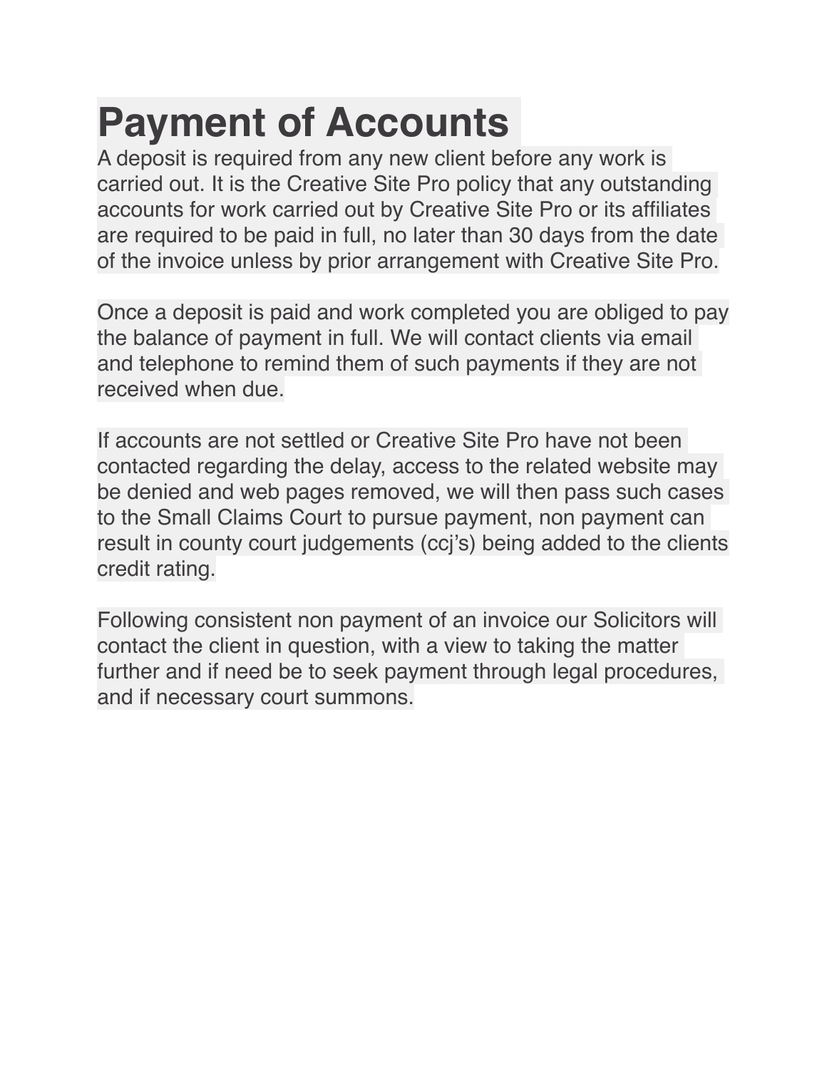# Payment of Accounts

A deposit is required from any new client before any work is carried out. It is the Creative Site Pro policy that any outstanding accounts for work carried out by Creative Site Pro or its affiliates are required to be paid in full, no later than 30 days from the date of the invoice unless by prior arrangement with Creative Site Pro.

Once a deposit is paid and work completed you are obliged to pay the balance of payment in full. We will contact clients via email and telephone to remind them of such payments if they are not received when due.

If accounts are not settled or Creative Site Pro have not been contacted regarding the delay, access to the related website may be denied and web pages removed, we will then pass such cases to the Small Claims Court to pursue payment, non payment can result in county court judgements (ccj's) being added to the clients credit rating.

Following consistent non payment of an invoice our Solicitors will contact the client in question, with a view to taking the matter further and if need be to seek payment through legal procedures, and if necessary court summons.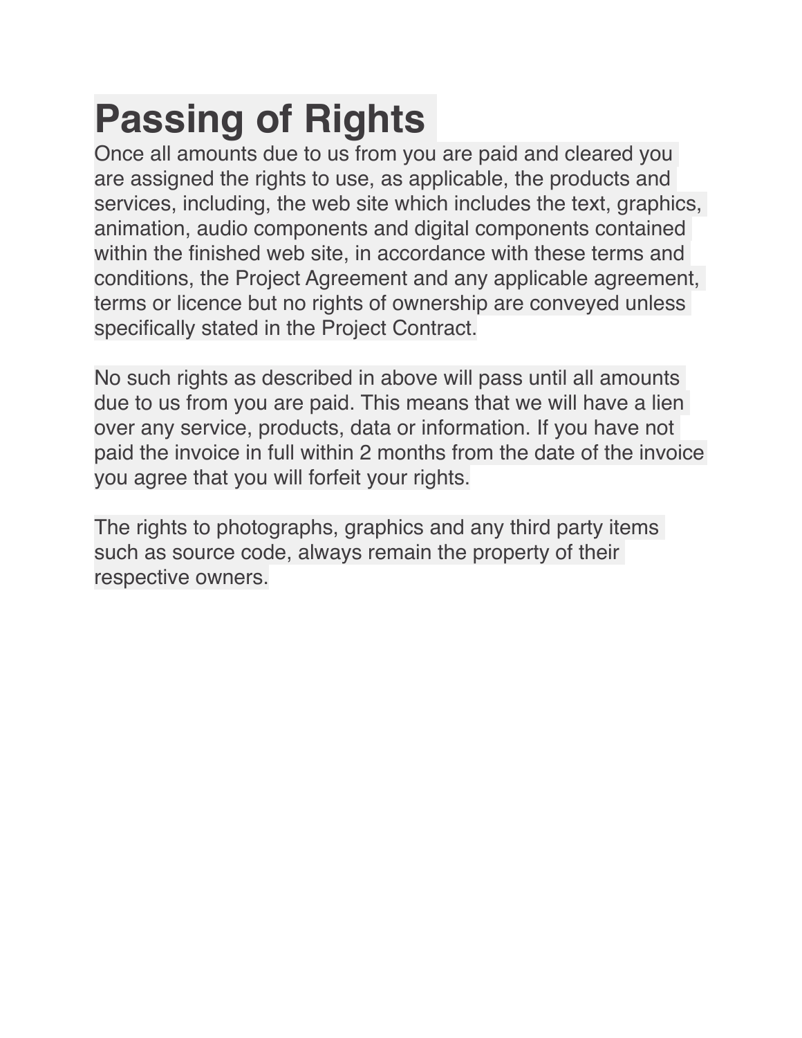# Passing of Rights

Once all amounts due to us from you are paid and cleared you are assigned the rights to use, as applicable, the products and services, including, the web site which includes the text, graphics, animation, audio components and digital components contained within the finished web site, in accordance with these terms and conditions, the Project Agreement and any applicable agreement, terms or licence but no rights of ownership are conveyed unless specifically stated in the Project Contract.

No such rights as described in above will pass until all amounts due to us from you are paid. This means that we will have a lien over any service, products, data or information. If you have not paid the invoice in full within 2 months from the date of the invoice you agree that you will forfeit your rights.

The rights to photographs, graphics and any third party items such as source code, always remain the property of their respective owners.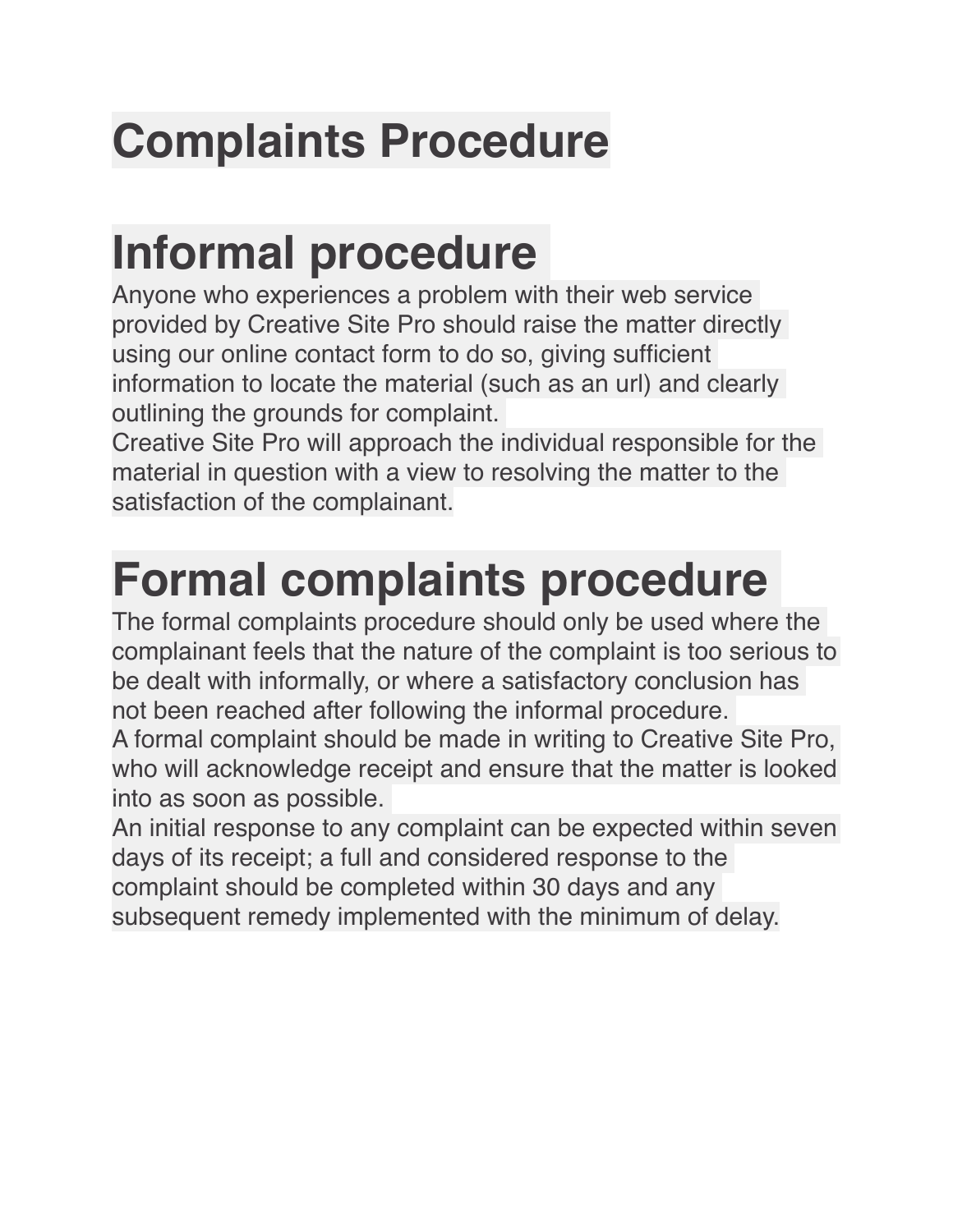# Complaints Procedure

## Informal procedure

Anyone who experiences a problem with their web service provided by Creative Site Pro should raise the matter directly using our online contact form to do so, giving sufficient information to locate the material (such as an url) and clearly outlining the grounds for complaint.

Creative Site Pro will approach the individual responsible for the material in question with a view to resolving the matter to the satisfaction of the complainant.

## Formal complaints procedure

The formal complaints procedure should only be used where the complainant feels that the nature of the complaint is too serious to be dealt with informally, or where a satisfactory conclusion has not been reached after following the informal procedure.

A formal complaint should be made in writing to Creative Site Pro, who will acknowledge receipt and ensure that the matter is looked into as soon as possible.

An initial response to any complaint can be expected within seven days of its receipt; a full and considered response to the complaint should be completed within 30 days and any subsequent remedy implemented with the minimum of delay.